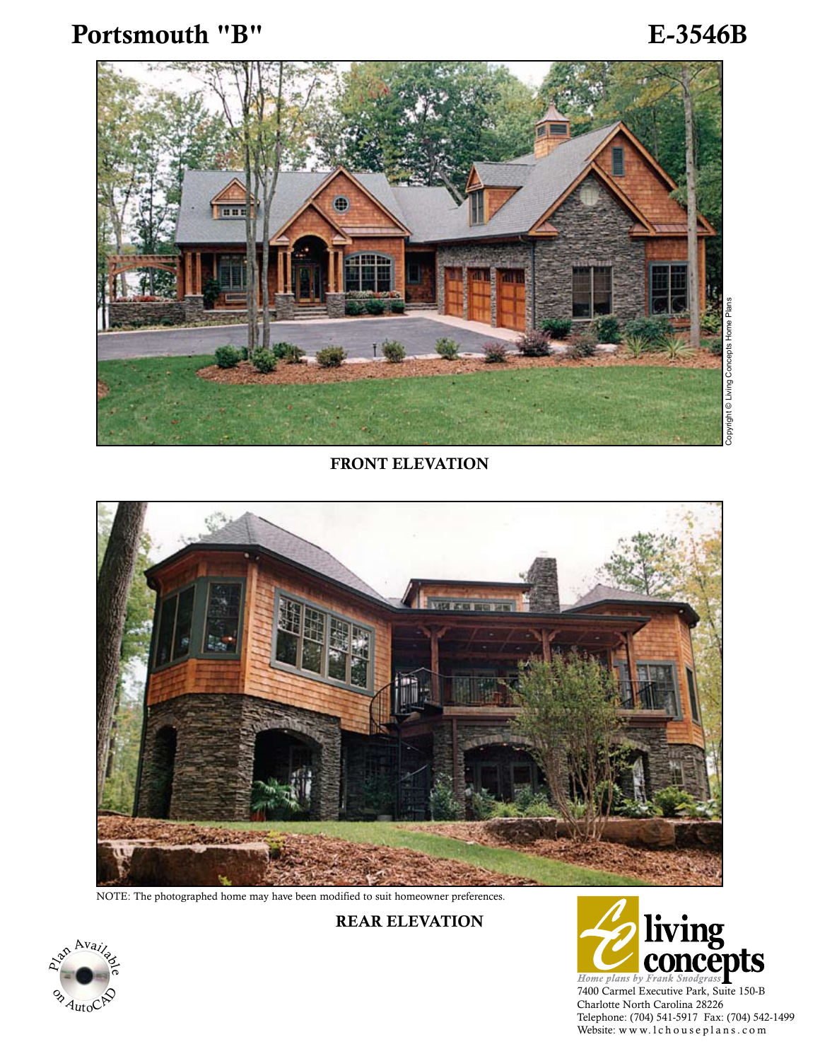# Portsmouth "B"

# E-3546B

Copyright © Living Concepts Home Plans

**FRONT ELEVATION**

NOTE: The photographed home may have been modified to suit homeowner preferences.

**REAR ELEVATION**

Plan Available on AutoCAD

living concepts

*Home plans by Frank Snodgrass*

7400 Carmel Executive Park, Suite 150-B
Charlotte North Carolina 28226
Telephone: (704) 541-5917 Fax: (704) 542-1499
Website: www.1chouseplans.com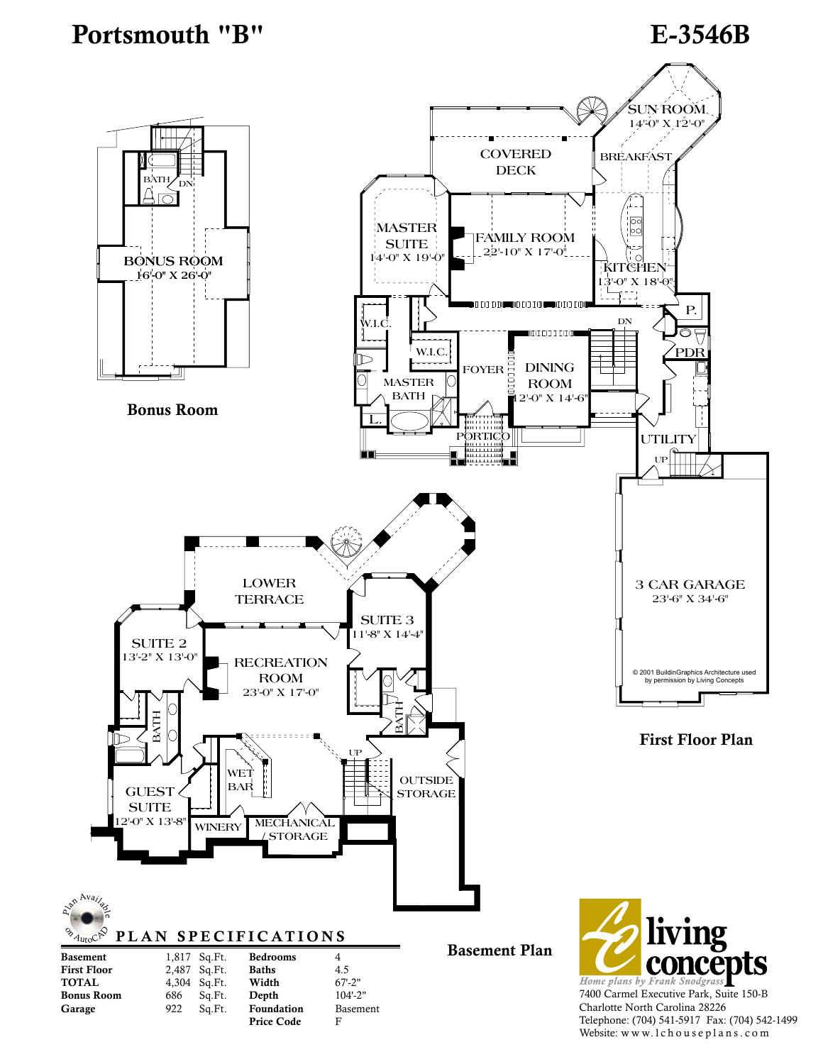# Portsmouth "B"

# E-3546B

BATH
DN
BONUS ROOM
16'-0" X 26'-0"

**Bonus Room**

SUN ROOM
14'-0" X 12'-0"
COVERED DECK
BREAKFAST
MASTER SUITE
14'-0" X 19'-0"
FAMILY ROOM
22'-10" X 17'-0"
KITCHEN
13'-0" X 18'-0"
P.
DN
W.I.C.
W.I.C.
PDR
FOYER
DINING ROOM
12'-0" X 14'-6"
MASTER BATH
L.
PORTICO
UTILITY
UP
3 CAR GARAGE
23'-6" X 34'-6"

© 2001 BuildinGraphics Architecture used by permission by Living Concepts

**First Floor Plan**

LOWER TERRACE
SUITE 3
11'-8" X 14'-4"
SUITE 2
13'-2" X 13'-0"
RECREATION ROOM
23'-0" X 17'-0"
BATH
BATH
UP
WET BAR
OUTSIDE STORAGE
GUEST SUITE
12'-0" X 13'-8"
WINERY
MECHANICAL / STORAGE

**Basement Plan**

Plan Available on AutoCAD

## PLAN SPECIFICATIONS

| | | | | |
|---|---|---|---|---|
| **Basement** | 1,817 Sq.Ft. | | **Bedrooms** | 4 |
| **First Floor** | 2,487 Sq.Ft. | | **Baths** | 4.5 |
| **TOTAL** | 4,304 Sq.Ft. | | **Width** | 67'-2" |
| **Bonus Room** | 686 Sq.Ft. | | **Depth** | 104'-2" |
| **Garage** | 922 Sq.Ft. | | **Foundation** | Basement |
| | | | **Price Code** | F |

living concepts
*Home plans by Frank Snodgrass*
7400 Carmel Executive Park, Suite 150-B
Charlotte North Carolina 28226
Telephone: (704) 541-5917 Fax: (704) 542-1499
Website: www.1chouseplans.com